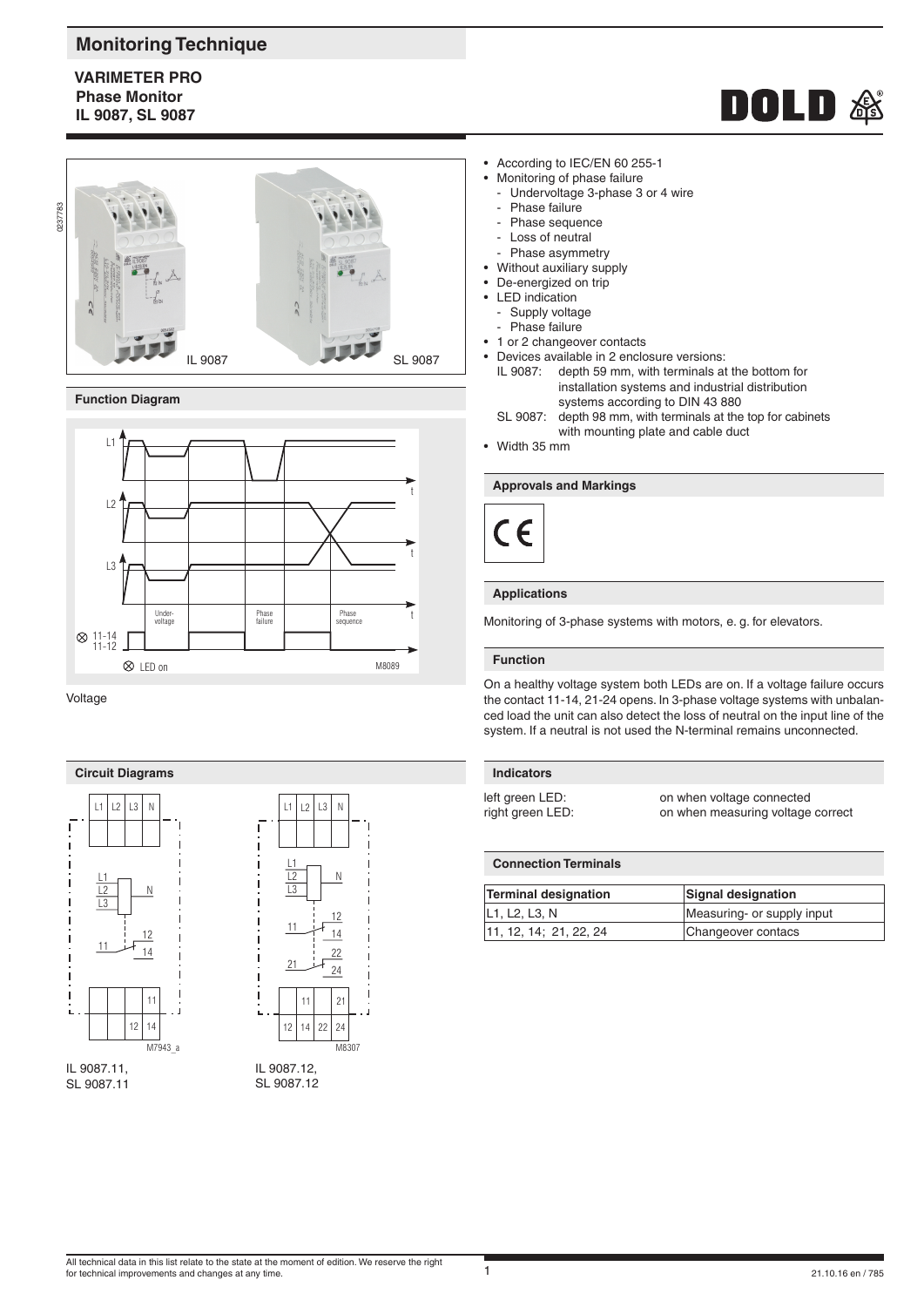# Monitoring Technique

**VARIMETER PRO**
**Phase Monitor**
**IL 9087, SL 9087**

IL 9087 SL 9087

- According to IEC/EN 60 255-1
- Monitoring of phase failure
  - Undervoltage 3-phase 3 or 4 wire
  - Phase failure
  - Phase sequence
  - Loss of neutral
  - Phase asymmetry
- Without auxiliary supply
- De-energized on trip
- LED indication
  - Supply voltage
  - Phase failure
- 1 or 2 changeover contacts
- Devices available in 2 enclosure versions:
  - IL 9087: depth 59 mm, with terminals at the bottom for installation systems and industrial distribution systems according to DIN 43 880
  - SL 9087: depth 98 mm, with terminals at the top for cabinets with mounting plate and cable duct
- Width 35 mm

## Function Diagram

Voltage

## Approvals and Markings

CE

## Applications

Monitoring of 3-phase systems with motors, e. g. for elevators.

## Function

On a healthy voltage system both LEDs are on. If a voltage failure occurs the contact 11-14, 21-24 opens. In 3-phase voltage systems with unbalanced load the unit can also detect the loss of neutral on the input line of the system. If a neutral is not used the N-terminal remains unconnected.

## Circuit Diagrams

IL 9087.11, SL 9087.11

IL 9087.12, SL 9087.12

## Indicators

left green LED: on when voltage connected
right green LED: on when measuring voltage correct

## Connection Terminals

| Terminal designation | Signal designation |
|---|---|
| L1, L2, L3, N | Measuring- or supply input |
| 11, 12, 14; 21, 22, 24 | Changeover contacs |

All technical data in this list relate to the state at the moment of edition. We reserve the right for technical improvements and changes at any time.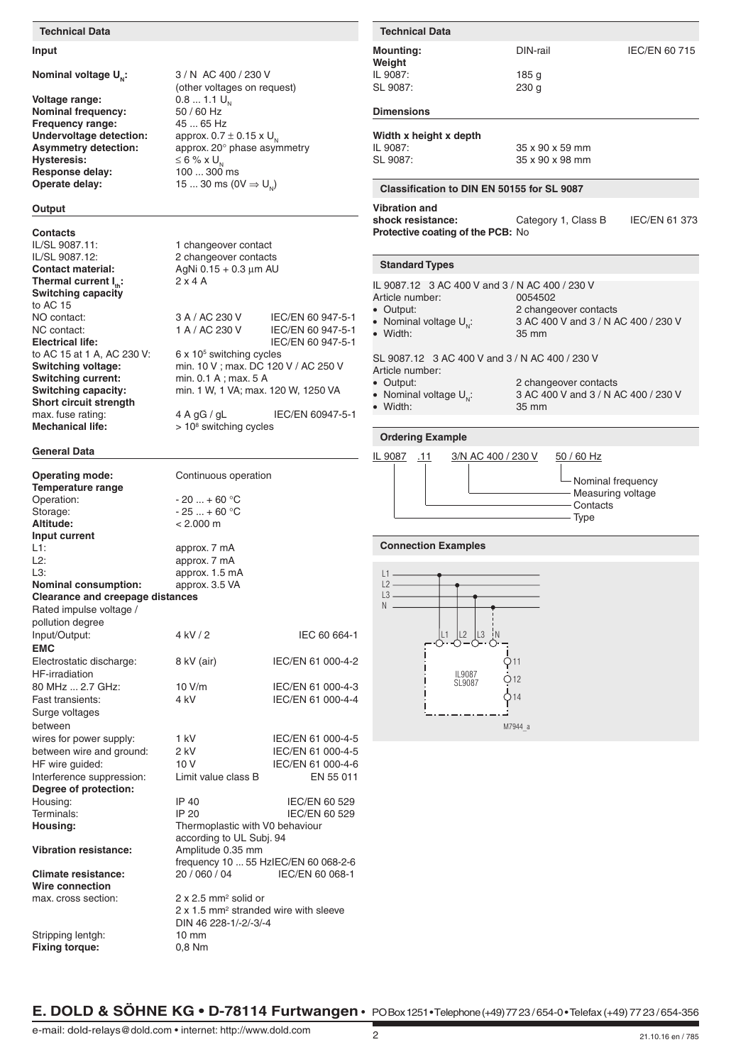## Technical Data

### Input

| | | |
|---|---|---|
| **Nominal voltage $U_N$:** | 3 / N AC 400 / 230 V (other voltages on request) | |
| **Voltage range:** | 0.8 ... 1.1 $U_N$ | |
| **Nominal frequency:** | 50 / 60 Hz | |
| **Frequency range:** | 45 ... 65 Hz | |
| **Undervoltage detection:** | approx. 0.7 ± 0.15 x $U_N$ | |
| **Asymmetry detection:** | approx. 20° phase asymmetry | |
| **Hysteresis:** | ≤ 6 % x $U_N$ | |
| **Response delay:** | 100 ... 300 ms | |
| **Operate delay:** | 15 ... 30 ms (0V ⇒ $U_N$) | |

### Output

| | | |
|---|---|---|
| **Contacts** | | |
| IL/SL 9087.11: | 1 changeover contact | |
| IL/SL 9087.12: | 2 changeover contacts | |
| **Contact material:** | AgNi 0.15 + 0.3 µm AU | |
| **Thermal current $I_{th}$:** | 2 x 4 A | |
| **Switching capacity** to AC 15 | | |
| NO contact: | 3 A / AC 230 V | IEC/EN 60 947-5-1 |
| NC contact: | 1 A / AC 230 V | IEC/EN 60 947-5-1 |
| **Electrical life:** | | IEC/EN 60 947-5-1 |
| to AC 15 at 1 A, AC 230 V: | 6 x $10^5$ switching cycles | |
| **Switching voltage:** | min. 10 V ; max. DC 120 V / AC 250 V | |
| **Switching current:** | min. 0.1 A ; max. 5 A | |
| **Switching capacity:** | min. 1 W, 1 VA; max. 120 W, 1250 VA | |
| **Short circuit strength** | | |
| max. fuse rating: | 4 A gG / gL | IEC/EN 60947-5-1 |
| **Mechanical life:** | > $10^8$ switching cycles | |

### General Data

| | | |
|---|---|---|
| **Operating mode:** | Continuous operation | |
| **Temperature range** | | |
| Operation: | - 20 ... + 60 °C | |
| Storage: | - 25 ... + 60 °C | |
| **Altitude:** | < 2.000 m | |
| **Input current** | | |
| L1: | approx. 7 mA | |
| L2: | approx. 7 mA | |
| L3: | approx. 1.5 mA | |
| **Nominal consumption:** | approx. 3.5 VA | |
| **Clearance and creepage distances** | | |
| Rated impulse voltage / pollution degree | | |
| Input/Output: | 4 kV / 2 | IEC 60 664-1 |
| **EMC** | | |
| Electrostatic discharge: | 8 kV (air) | IEC/EN 61 000-4-2 |
| HF-irradiation | | |
| 80 MHz ... 2.7 GHz: | 10 V/m | IEC/EN 61 000-4-3 |
| Fast transients: | 4 kV | IEC/EN 61 000-4-4 |
| Surge voltages between | | |
| wires for power supply: | 1 kV | IEC/EN 61 000-4-5 |
| between wire and ground: | 2 kV | IEC/EN 61 000-4-5 |
| HF wire guided: | 10 V | IEC/EN 61 000-4-6 |
| Interference suppression: | Limit value class B | EN 55 011 |
| **Degree of protection:** | | |
| Housing: | IP 40 | IEC/EN 60 529 |
| Terminals: | IP 20 | IEC/EN 60 529 |
| **Housing:** | Thermoplastic with V0 behaviour according to UL Subj. 94 | |
| **Vibration resistance:** | Amplitude 0.35 mm frequency 10 ... 55 Hz | IEC/EN 60 068-2-6 |
| **Climate resistance:** | 20 / 060 / 04 | IEC/EN 60 068-1 |
| **Wire connection** | | |
| max. cross section: | 2 x 2.5 mm² solid or 2 x 1.5 mm² stranded wire with sleeve DIN 46 228-1/-2/-3/-4 | |
| Stripping lentgh: | 10 mm | |
| **Fixing torque:** | 0,8 Nm | |

## Technical Data

| | | |
|---|---|---|
| **Mounting:** | DIN-rail | IEC/EN 60 715 |
| **Weight** | | |
| IL 9087: | 185 g | |
| SL 9087: | 230 g | |

### Dimensions

| | |
|---|---|
| **Width x height x depth** | |
| IL 9087: | 35 x 90 x 59 mm |
| SL 9087: | 35 x 90 x 98 mm |

### Classification to DIN EN 50155 for SL 9087

| | | |
|---|---|---|
| **Vibration and shock resistance:** | Category 1, Class B | IEC/EN 61 373 |
| **Protective coating of the PCB:** | No | |

### Standard Types

IL 9087.12 3 AC 400 V and 3 / N AC 400 / 230 V
Article number: 0054502
- Output: 2 changeover contacts
- Nominal voltage $U_N$: 3 AC 400 V and 3 / N AC 400 / 230 V
- Width: 35 mm

SL 9087.12 3 AC 400 V and 3 / N AC 400 / 230 V
Article number:
- Output: 2 changeover contacts
- Nominal voltage $U_N$: 3 AC 400 V and 3 / N AC 400 / 230 V
- Width: 35 mm

### Ordering Example

IL 9087 .11 3/N AC 400 / 230 V 50 / 60 Hz

Nominal frequency
Measuring voltage
Contacts
Type

### Connection Examples

L1
L2
L3
N
L1 L2 L3 N
IL9087
SL9087
11
12
14
M7944_a

**E. DOLD & SÖHNE KG • D-78114 Furtwangen** • PO Box 1251 • Telephone (+49) 77 23 / 654-0 • Telefax (+49) 77 23 / 654-356

e-mail: dold-relays@dold.com • internet: http://www.dold.com

21.10.16 en / 785